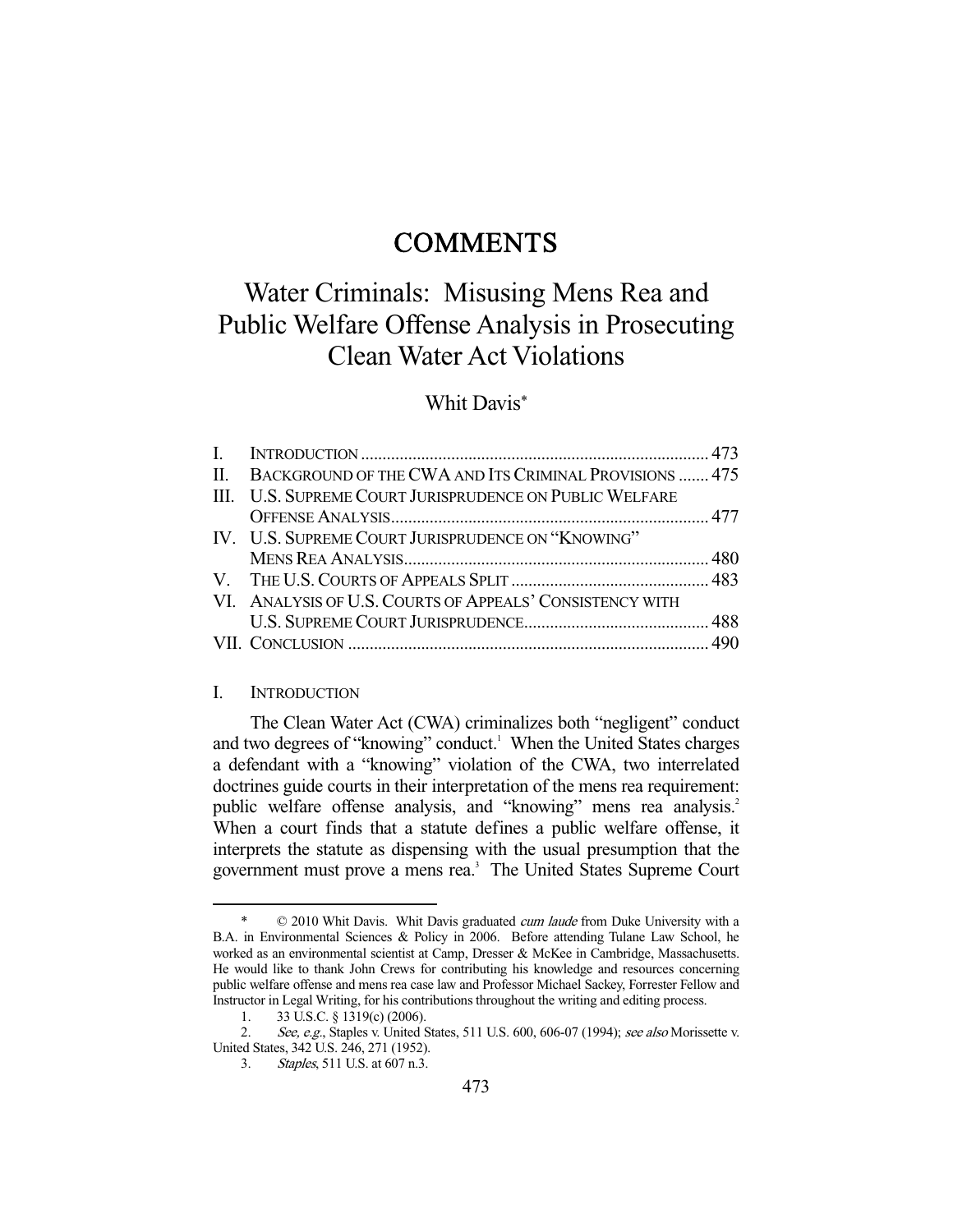# COMMENTS

# Water Criminals: Misusing Mens Rea and Public Welfare Offense Analysis in Prosecuting Clean Water Act Violations

Whit Davis*

| | | |
|---|---|---|
| I. | INTRODUCTION | 473 |
| II. | BACKGROUND OF THE CWA AND ITS CRIMINAL PROVISIONS | 475 |
| III. | U.S. SUPREME COURT JURISPRUDENCE ON PUBLIC WELFARE OFFENSE ANALYSIS | 477 |
| IV. | U.S. SUPREME COURT JURISPRUDENCE ON "KNOWING" MENS REA ANALYSIS | 480 |
| V. | THE U.S. COURTS OF APPEALS SPLIT | 483 |
| VI. | ANALYSIS OF U.S. COURTS OF APPEALS' CONSISTENCY WITH U.S. SUPREME COURT JURISPRUDENCE | 488 |
| VII. | CONCLUSION | 490 |

## I. INTRODUCTION

The Clean Water Act (CWA) criminalizes both "negligent" conduct and two degrees of "knowing" conduct.[1] When the United States charges a defendant with a "knowing" violation of the CWA, two interrelated doctrines guide courts in their interpretation of the mens rea requirement: public welfare offense analysis, and "knowing" mens rea analysis.[2] When a court finds that a statute defines a public welfare offense, it interprets the statute as dispensing with the usual presumption that the government must prove a mens rea.[3] The United States Supreme Court

---

\* © 2010 Whit Davis. Whit Davis graduated *cum laude* from Duke University with a B.A. in Environmental Sciences & Policy in 2006. Before attending Tulane Law School, he worked as an environmental scientist at Camp, Dresser & McKee in Cambridge, Massachusetts. He would like to thank John Crews for contributing his knowledge and resources concerning public welfare offense and mens rea case law and Professor Michael Sackey, Forrester Fellow and Instructor in Legal Writing, for his contributions throughout the writing and editing process.

1. 33 U.S.C. § 1319(c) (2006).

2. *See, e.g.*, Staples v. United States, 511 U.S. 600, 606-07 (1994); *see also* Morissette v. United States, 342 U.S. 246, 271 (1952).

3. *Staples*, 511 U.S. at 607 n.3.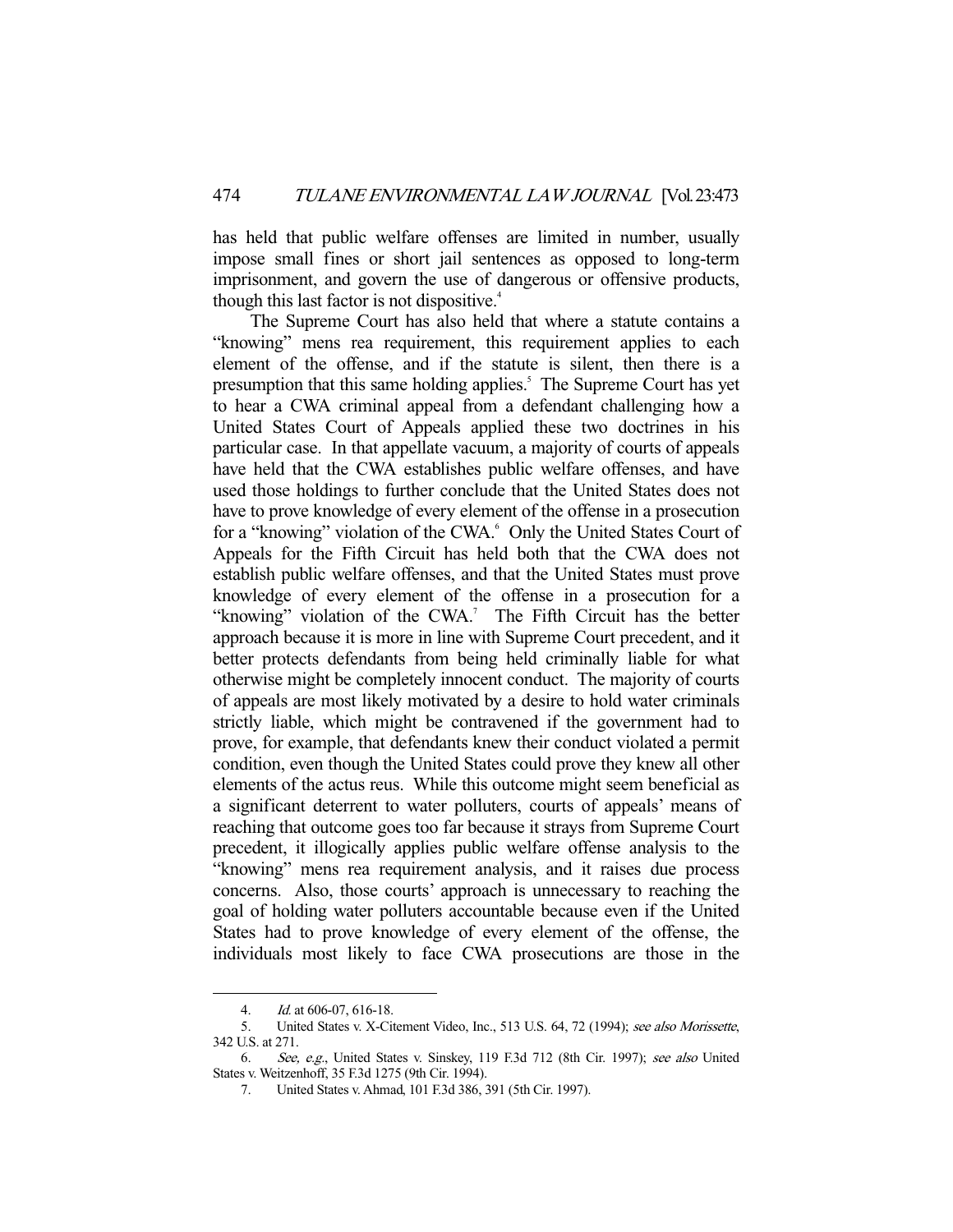has held that public welfare offenses are limited in number, usually impose small fines or short jail sentences as opposed to long-term imprisonment, and govern the use of dangerous or offensive products, though this last factor is not dispositive.[4]

The Supreme Court has also held that where a statute contains a "knowing" mens rea requirement, this requirement applies to each element of the offense, and if the statute is silent, then there is a presumption that this same holding applies.[5] The Supreme Court has yet to hear a CWA criminal appeal from a defendant challenging how a United States Court of Appeals applied these two doctrines in his particular case. In that appellate vacuum, a majority of courts of appeals have held that the CWA establishes public welfare offenses, and have used those holdings to further conclude that the United States does not have to prove knowledge of every element of the offense in a prosecution for a "knowing" violation of the CWA.[6] Only the United States Court of Appeals for the Fifth Circuit has held both that the CWA does not establish public welfare offenses, and that the United States must prove knowledge of every element of the offense in a prosecution for a "knowing" violation of the CWA.[7] The Fifth Circuit has the better approach because it is more in line with Supreme Court precedent, and it better protects defendants from being held criminally liable for what otherwise might be completely innocent conduct. The majority of courts of appeals are most likely motivated by a desire to hold water criminals strictly liable, which might be contravened if the government had to prove, for example, that defendants knew their conduct violated a permit condition, even though the United States could prove they knew all other elements of the actus reus. While this outcome might seem beneficial as a significant deterrent to water polluters, courts of appeals' means of reaching that outcome goes too far because it strays from Supreme Court precedent, it illogically applies public welfare offense analysis to the "knowing" mens rea requirement analysis, and it raises due process concerns. Also, those courts' approach is unnecessary to reaching the goal of holding water polluters accountable because even if the United States had to prove knowledge of every element of the offense, the individuals most likely to face CWA prosecutions are those in the

---

4. *Id.* at 606-07, 616-18.

5. United States v. X-Citement Video, Inc., 513 U.S. 64, 72 (1994); *see also Morissette*, 342 U.S. at 271.

6. *See, e.g.*, United States v. Sinskey, 119 F.3d 712 (8th Cir. 1997); *see also* United States v. Weitzenhoff, 35 F.3d 1275 (9th Cir. 1994).

7. United States v. Ahmad, 101 F.3d 386, 391 (5th Cir. 1997).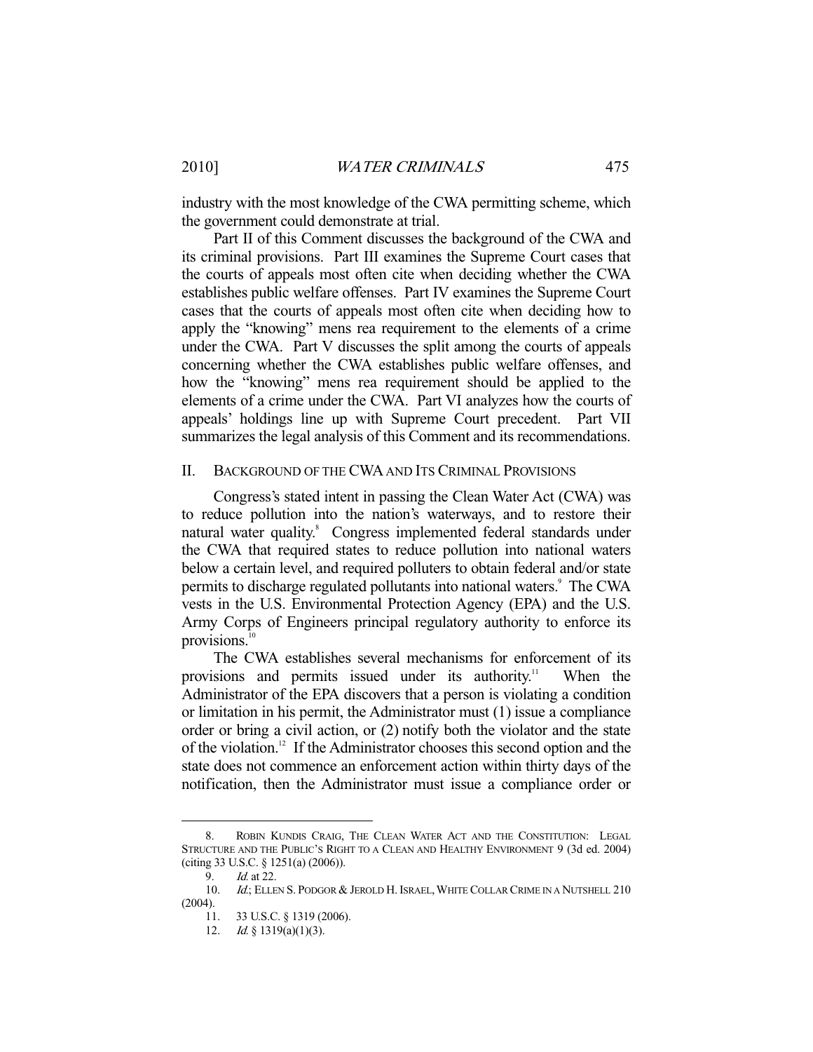industry with the most knowledge of the CWA permitting scheme, which the government could demonstrate at trial.

Part II of this Comment discusses the background of the CWA and its criminal provisions. Part III examines the Supreme Court cases that the courts of appeals most often cite when deciding whether the CWA establishes public welfare offenses. Part IV examines the Supreme Court cases that the courts of appeals most often cite when deciding how to apply the "knowing" mens rea requirement to the elements of a crime under the CWA. Part V discusses the split among the courts of appeals concerning whether the CWA establishes public welfare offenses, and how the "knowing" mens rea requirement should be applied to the elements of a crime under the CWA. Part VI analyzes how the courts of appeals' holdings line up with Supreme Court precedent. Part VII summarizes the legal analysis of this Comment and its recommendations.

## II. Background of the CWA and Its Criminal Provisions

Congress's stated intent in passing the Clean Water Act (CWA) was to reduce pollution into the nation's waterways, and to restore their natural water quality.[8] Congress implemented federal standards under the CWA that required states to reduce pollution into national waters below a certain level, and required polluters to obtain federal and/or state permits to discharge regulated pollutants into national waters.[9] The CWA vests in the U.S. Environmental Protection Agency (EPA) and the U.S. Army Corps of Engineers principal regulatory authority to enforce its provisions.[10]

The CWA establishes several mechanisms for enforcement of its provisions and permits issued under its authority.[11] When the Administrator of the EPA discovers that a person is violating a condition or limitation in his permit, the Administrator must (1) issue a compliance order or bring a civil action, or (2) notify both the violator and the state of the violation.[12] If the Administrator chooses this second option and the state does not commence an enforcement action within thirty days of the notification, then the Administrator must issue a compliance order or

---

8. Robin Kundis Craig, The Clean Water Act and the Constitution: Legal Structure and the Public's Right to a Clean and Healthy Environment 9 (3d ed. 2004) (citing 33 U.S.C. § 1251(a) (2006)).

9. *Id.* at 22.

10. *Id.*; Ellen S. Podgor & Jerold H. Israel, White Collar Crime in a Nutshell 210 (2004).

11. 33 U.S.C. § 1319 (2006).

12. *Id.* § 1319(a)(1)(3).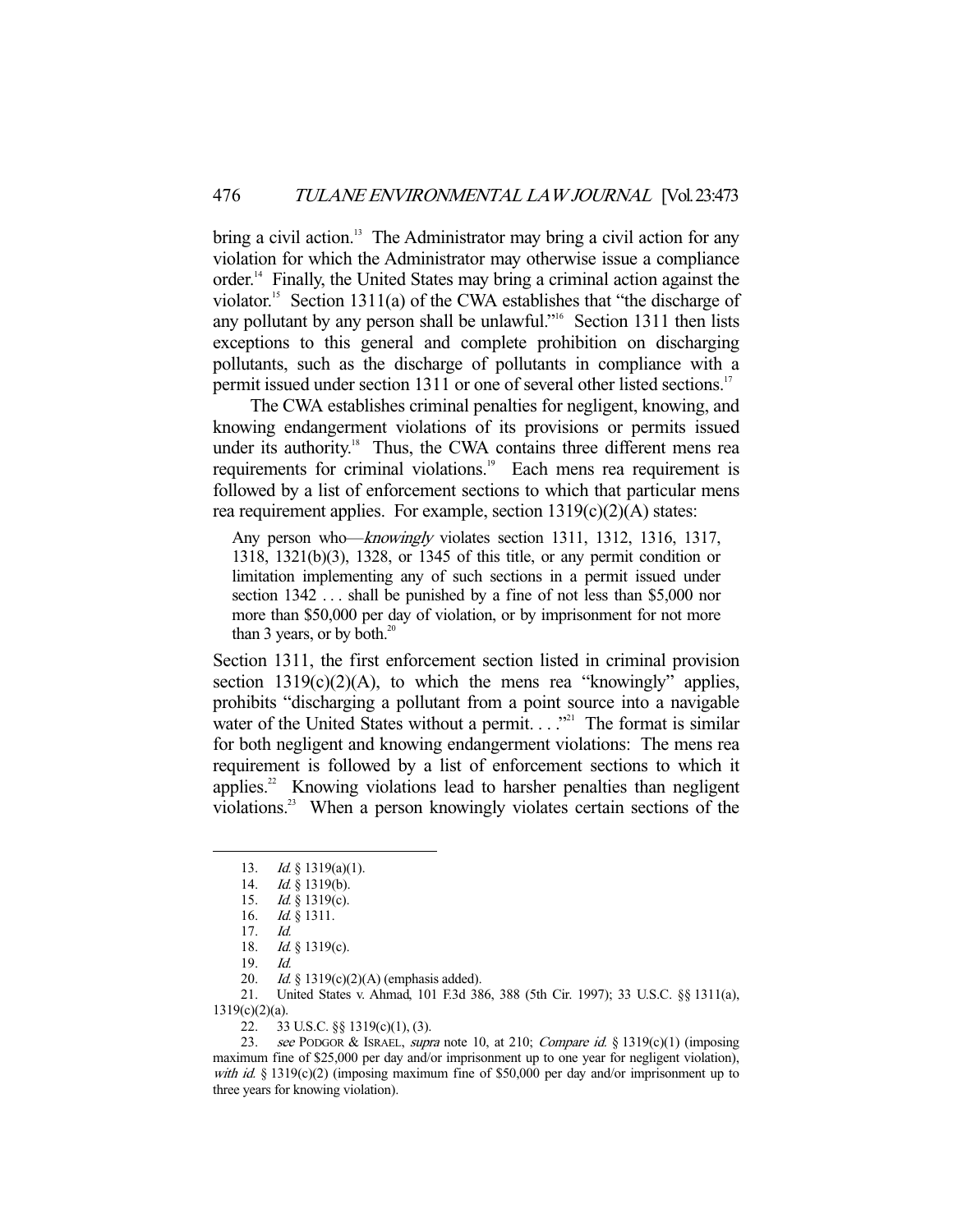bring a civil action.[13] The Administrator may bring a civil action for any violation for which the Administrator may otherwise issue a compliance order.[14] Finally, the United States may bring a criminal action against the violator.[15] Section 1311(a) of the CWA establishes that "the discharge of any pollutant by any person shall be unlawful."[16] Section 1311 then lists exceptions to this general and complete prohibition on discharging pollutants, such as the discharge of pollutants in compliance with a permit issued under section 1311 or one of several other listed sections.[17]

The CWA establishes criminal penalties for negligent, knowing, and knowing endangerment violations of its provisions or permits issued under its authority.[18] Thus, the CWA contains three different mens rea requirements for criminal violations.[19] Each mens rea requirement is followed by a list of enforcement sections to which that particular mens rea requirement applies. For example, section 1319(c)(2)(A) states:

> Any person who—*knowingly* violates section 1311, 1312, 1316, 1317, 1318, 1321(b)(3), 1328, or 1345 of this title, or any permit condition or limitation implementing any of such sections in a permit issued under section 1342 . . . shall be punished by a fine of not less than $5,000 nor more than $50,000 per day of violation, or by imprisonment for not more than 3 years, or by both.[20]

Section 1311, the first enforcement section listed in criminal provision section 1319(c)(2)(A), to which the mens rea "knowingly" applies, prohibits "discharging a pollutant from a point source into a navigable water of the United States without a permit. . . ."[21] The format is similar for both negligent and knowing endangerment violations: The mens rea requirement is followed by a list of enforcement sections to which it applies.[22] Knowing violations lead to harsher penalties than negligent violations.[23] When a person knowingly violates certain sections of the

---

13. *Id.* § 1319(a)(1).
14. *Id.* § 1319(b).
15. *Id.* § 1319(c).
16. *Id.* § 1311.
17. *Id.*
18. *Id.* § 1319(c).
19. *Id.*
20. *Id.* § 1319(c)(2)(A) (emphasis added).
21. United States v. Ahmad, 101 F.3d 386, 388 (5th Cir. 1997); 33 U.S.C. §§ 1311(a), 1319(c)(2)(a).
22. 33 U.S.C. §§ 1319(c)(1), (3).
23. *see* PODGOR & ISRAEL, *supra* note 10, at 210; *Compare id.* § 1319(c)(1) (imposing maximum fine of $25,000 per day and/or imprisonment up to one year for negligent violation), *with id.* § 1319(c)(2) (imposing maximum fine of $50,000 per day and/or imprisonment up to three years for knowing violation).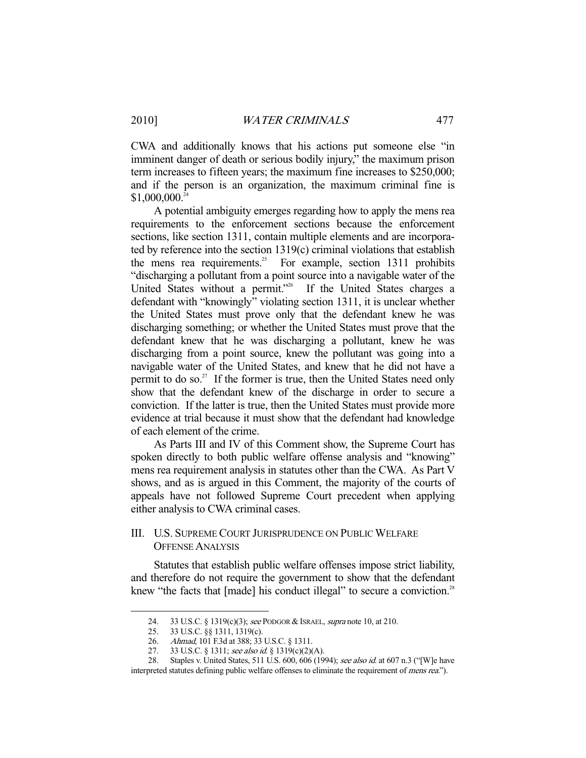CWA and additionally knows that his actions put someone else "in imminent danger of death or serious bodily injury," the maximum prison term increases to fifteen years; the maximum fine increases to $250,000; and if the person is an organization, the maximum criminal fine is $1,000,000.[24]

A potential ambiguity emerges regarding how to apply the mens rea requirements to the enforcement sections because the enforcement sections, like section 1311, contain multiple elements and are incorporated by reference into the section 1319(c) criminal violations that establish the mens rea requirements.[25] For example, section 1311 prohibits "discharging a pollutant from a point source into a navigable water of the United States without a permit."[26] If the United States charges a defendant with "knowingly" violating section 1311, it is unclear whether the United States must prove only that the defendant knew he was discharging something; or whether the United States must prove that the defendant knew that he was discharging a pollutant, knew he was discharging from a point source, knew the pollutant was going into a navigable water of the United States, and knew that he did not have a permit to do so.[27] If the former is true, then the United States need only show that the defendant knew of the discharge in order to secure a conviction. If the latter is true, then the United States must provide more evidence at trial because it must show that the defendant had knowledge of each element of the crime.

As Parts III and IV of this Comment show, the Supreme Court has spoken directly to both public welfare offense analysis and "knowing" mens rea requirement analysis in statutes other than the CWA. As Part V shows, and as is argued in this Comment, the majority of the courts of appeals have not followed Supreme Court precedent when applying either analysis to CWA criminal cases.

## III. U.S. SUPREME COURT JURISPRUDENCE ON PUBLIC WELFARE OFFENSE ANALYSIS

Statutes that establish public welfare offenses impose strict liability, and therefore do not require the government to show that the defendant knew "the facts that [made] his conduct illegal" to secure a conviction.[28]

---

24. 33 U.S.C. § 1319(c)(3); *see* PODGOR & ISRAEL, *supra* note 10, at 210.

25. 33 U.S.C. §§ 1311, 1319(c).

26. *Ahmad*, 101 F.3d at 388; 33 U.S.C. § 1311.

27. 33 U.S.C. § 1311; *see also id.* § 1319(c)(2)(A).

28. Staples v. United States, 511 U.S. 600, 606 (1994); *see also id.* at 607 n.3 ("[W]e have interpreted statutes defining public welfare offenses to eliminate the requirement of *mens rea*.").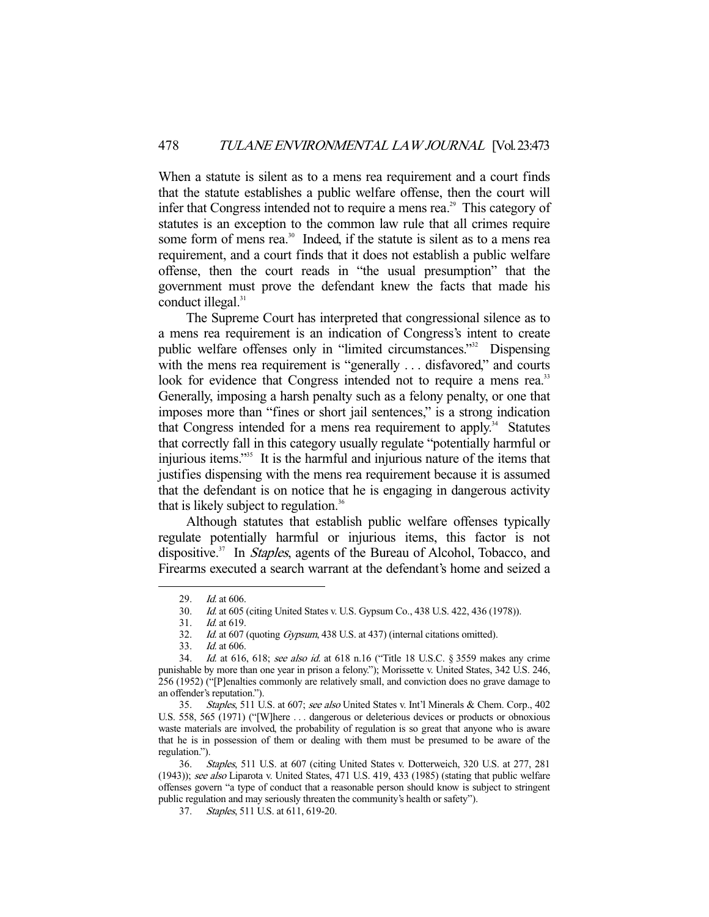When a statute is silent as to a mens rea requirement and a court finds that the statute establishes a public welfare offense, then the court will infer that Congress intended not to require a mens rea.[29] This category of statutes is an exception to the common law rule that all crimes require some form of mens rea.[30] Indeed, if the statute is silent as to a mens rea requirement, and a court finds that it does not establish a public welfare offense, then the court reads in "the usual presumption" that the government must prove the defendant knew the facts that made his conduct illegal.[31]

The Supreme Court has interpreted that congressional silence as to a mens rea requirement is an indication of Congress's intent to create public welfare offenses only in "limited circumstances."[32] Dispensing with the mens rea requirement is "generally . . . disfavored," and courts look for evidence that Congress intended not to require a mens rea.[33] Generally, imposing a harsh penalty such as a felony penalty, or one that imposes more than "fines or short jail sentences," is a strong indication that Congress intended for a mens rea requirement to apply.[34] Statutes that correctly fall in this category usually regulate "potentially harmful or injurious items."[35] It is the harmful and injurious nature of the items that justifies dispensing with the mens rea requirement because it is assumed that the defendant is on notice that he is engaging in dangerous activity that is likely subject to regulation.[36]

Although statutes that establish public welfare offenses typically regulate potentially harmful or injurious items, this factor is not dispositive.[37] In *Staples*, agents of the Bureau of Alcohol, Tobacco, and Firearms executed a search warrant at the defendant's home and seized a

---

29. *Id.* at 606.

30. *Id.* at 605 (citing United States v. U.S. Gypsum Co., 438 U.S. 422, 436 (1978)).

31. *Id.* at 619.

32. *Id.* at 607 (quoting *Gypsum*, 438 U.S. at 437) (internal citations omitted).

33. *Id.* at 606.

34. *Id.* at 616, 618; *see also id.* at 618 n.16 ("Title 18 U.S.C. § 3559 makes any crime punishable by more than one year in prison a felony."); Morissette v. United States, 342 U.S. 246, 256 (1952) ("[P]enalties commonly are relatively small, and conviction does no grave damage to an offender's reputation.").

35. *Staples*, 511 U.S. at 607; *see also* United States v. Int'l Minerals & Chem. Corp., 402 U.S. 558, 565 (1971) ("[W]here . . . dangerous or deleterious devices or products or obnoxious waste materials are involved, the probability of regulation is so great that anyone who is aware that he is in possession of them or dealing with them must be presumed to be aware of the regulation.").

36. *Staples*, 511 U.S. at 607 (citing United States v. Dotterweich, 320 U.S. at 277, 281 (1943)); *see also* Liparota v. United States, 471 U.S. 419, 433 (1985) (stating that public welfare offenses govern "a type of conduct that a reasonable person should know is subject to stringent public regulation and may seriously threaten the community's health or safety").

37. *Staples*, 511 U.S. at 611, 619-20.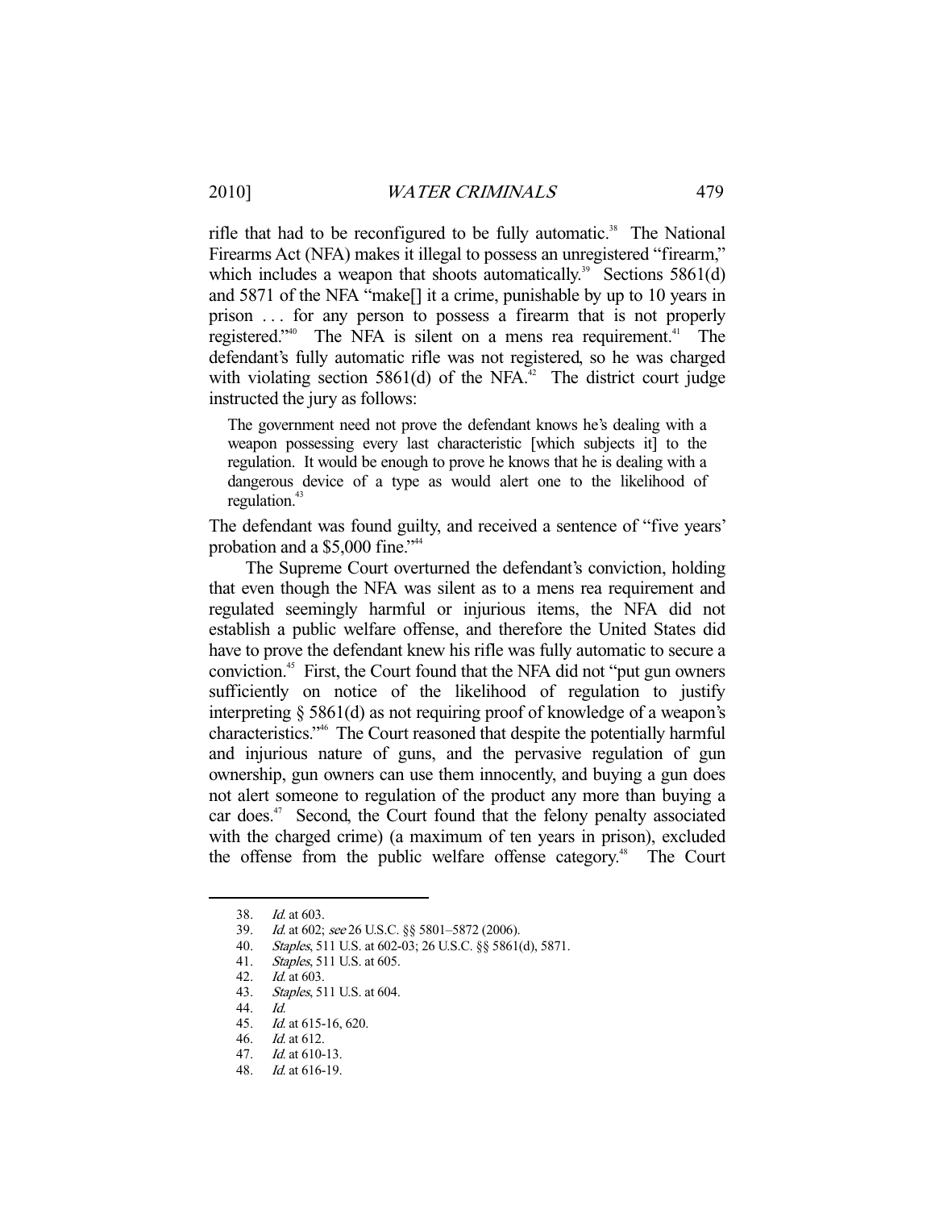rifle that had to be reconfigured to be fully automatic.[38] The National Firearms Act (NFA) makes it illegal to possess an unregistered "firearm," which includes a weapon that shoots automatically.[39] Sections 5861(d) and 5871 of the NFA "make[] it a crime, punishable by up to 10 years in prison . . . for any person to possess a firearm that is not properly registered."[40] The NFA is silent on a mens rea requirement.[41] The defendant's fully automatic rifle was not registered, so he was charged with violating section 5861(d) of the NFA.[42] The district court judge instructed the jury as follows:

> The government need not prove the defendant knows he's dealing with a weapon possessing every last characteristic [which subjects it] to the regulation. It would be enough to prove he knows that he is dealing with a dangerous device of a type as would alert one to the likelihood of regulation.[43]

The defendant was found guilty, and received a sentence of "five years' probation and a $5,000 fine."[44]

The Supreme Court overturned the defendant's conviction, holding that even though the NFA was silent as to a mens rea requirement and regulated seemingly harmful or injurious items, the NFA did not establish a public welfare offense, and therefore the United States did have to prove the defendant knew his rifle was fully automatic to secure a conviction.[45] First, the Court found that the NFA did not "put gun owners sufficiently on notice of the likelihood of regulation to justify interpreting § 5861(d) as not requiring proof of knowledge of a weapon's characteristics."[46] The Court reasoned that despite the potentially harmful and injurious nature of guns, and the pervasive regulation of gun ownership, gun owners can use them innocently, and buying a gun does not alert someone to regulation of the product any more than buying a car does.[47] Second, the Court found that the felony penalty associated with the charged crime) (a maximum of ten years in prison), excluded the offense from the public welfare offense category.[48] The Court

---

38. *Id.* at 603.
39. *Id.* at 602; *see* 26 U.S.C. §§ 5801–5872 (2006).
40. *Staples*, 511 U.S. at 602-03; 26 U.S.C. §§ 5861(d), 5871.
41. *Staples*, 511 U.S. at 605.
42. *Id.* at 603.
43. *Staples*, 511 U.S. at 604.
44. *Id.*
45. *Id.* at 615-16, 620.
46. *Id.* at 612.
47. *Id.* at 610-13.
48. *Id.* at 616-19.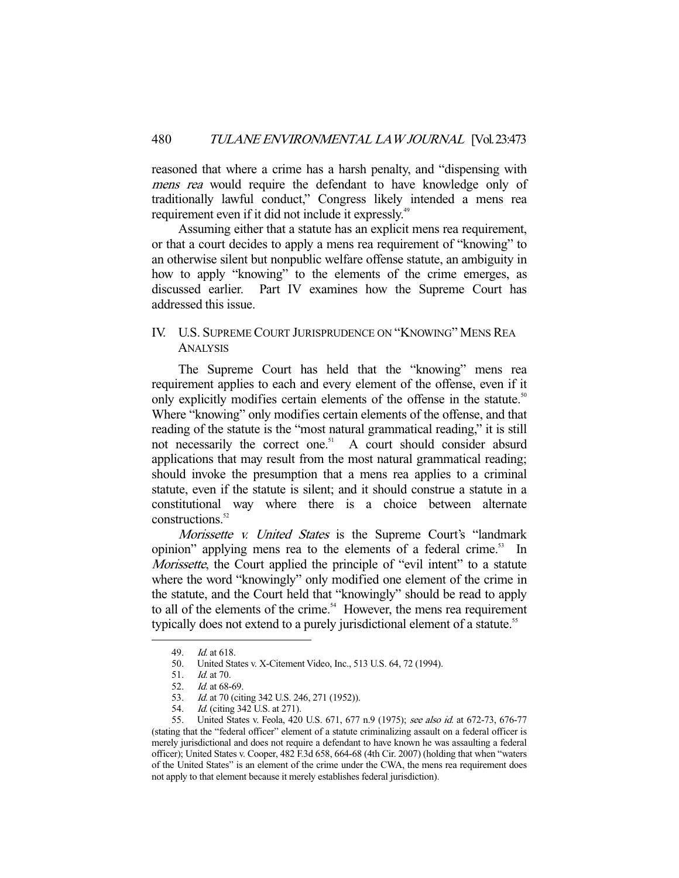reasoned that where a crime has a harsh penalty, and "dispensing with *mens rea* would require the defendant to have knowledge only of traditionally lawful conduct," Congress likely intended a mens rea requirement even if it did not include it expressly.[49]

Assuming either that a statute has an explicit mens rea requirement, or that a court decides to apply a mens rea requirement of "knowing" to an otherwise silent but nonpublic welfare offense statute, an ambiguity in how to apply "knowing" to the elements of the crime emerges, as discussed earlier. Part IV examines how the Supreme Court has addressed this issue.

## IV. U.S. SUPREME COURT JURISPRUDENCE ON "KNOWING" MENS REA ANALYSIS

The Supreme Court has held that the "knowing" mens rea requirement applies to each and every element of the offense, even if it only explicitly modifies certain elements of the offense in the statute.[50] Where "knowing" only modifies certain elements of the offense, and that reading of the statute is the "most natural grammatical reading," it is still not necessarily the correct one.[51] A court should consider absurd applications that may result from the most natural grammatical reading; should invoke the presumption that a mens rea applies to a criminal statute, even if the statute is silent; and it should construe a statute in a constitutional way where there is a choice between alternate constructions.[52]

*Morissette v. United States* is the Supreme Court's "landmark opinion" applying mens rea to the elements of a federal crime.[53] In *Morissette*, the Court applied the principle of "evil intent" to a statute where the word "knowingly" only modified one element of the crime in the statute, and the Court held that "knowingly" should be read to apply to all of the elements of the crime.[54] However, the mens rea requirement typically does not extend to a purely jurisdictional element of a statute.[55]

---

49. *Id.* at 618.

50. United States v. X-Citement Video, Inc., 513 U.S. 64, 72 (1994).

51. *Id.* at 70.

52. *Id.* at 68-69.

53. *Id.* at 70 (citing 342 U.S. 246, 271 (1952)).

54. *Id.* (citing 342 U.S. at 271).

55. United States v. Feola, 420 U.S. 671, 677 n.9 (1975); *see also id.* at 672-73, 676-77 (stating that the "federal officer" element of a statute criminalizing assault on a federal officer is merely jurisdictional and does not require a defendant to have known he was assaulting a federal officer); United States v. Cooper, 482 F.3d 658, 664-68 (4th Cir. 2007) (holding that when "waters of the United States" is an element of the crime under the CWA, the mens rea requirement does not apply to that element because it merely establishes federal jurisdiction).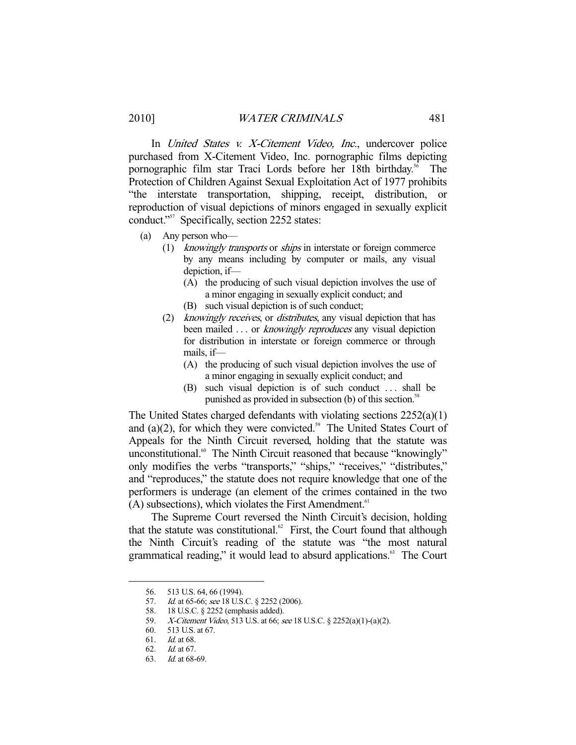In *United States v. X-Citement Video, Inc.*, undercover police purchased from X-Citement Video, Inc. pornographic films depicting pornographic film star Traci Lords before her 18th birthday.[56] The Protection of Children Against Sexual Exploitation Act of 1977 prohibits "the interstate transportation, shipping, receipt, distribution, or reproduction of visual depictions of minors engaged in sexually explicit conduct."[57] Specifically, section 2252 states:

(a) Any person who—
   (1) *knowingly transports* or *ships* in interstate or foreign commerce by any means including by computer or mails, any visual depiction, if—
      (A) the producing of such visual depiction involves the use of a minor engaging in sexually explicit conduct; and
      (B) such visual depiction is of such conduct;
   (2) *knowingly receives*, or *distributes*, any visual depiction that has been mailed . . . or *knowingly reproduces* any visual depiction for distribution in interstate or foreign commerce or through mails, if—
      (A) the producing of such visual depiction involves the use of a minor engaging in sexually explicit conduct; and
      (B) such visual depiction is of such conduct . . . shall be punished as provided in subsection (b) of this section.[58]

The United States charged defendants with violating sections 2252(a)(1) and (a)(2), for which they were convicted.[59] The United States Court of Appeals for the Ninth Circuit reversed, holding that the statute was unconstitutional.[60] The Ninth Circuit reasoned that because "knowingly" only modifies the verbs "transports," "ships," "receives," "distributes," and "reproduces," the statute does not require knowledge that one of the performers is underage (an element of the crimes contained in the two (A) subsections), which violates the First Amendment.[61]

The Supreme Court reversed the Ninth Circuit's decision, holding that the statute was constitutional.[62] First, the Court found that although the Ninth Circuit's reading of the statute was "the most natural grammatical reading," it would lead to absurd applications.[63] The Court

---

56. 513 U.S. 64, 66 (1994).
57. *Id.* at 65-66; *see* 18 U.S.C. § 2252 (2006).
58. 18 U.S.C. § 2252 (emphasis added).
59. *X-Citement Video*, 513 U.S. at 66; *see* 18 U.S.C. § 2252(a)(1)-(a)(2).
60. 513 U.S. at 67.
61. *Id.* at 68.
62. *Id.* at 67.
63. *Id.* at 68-69.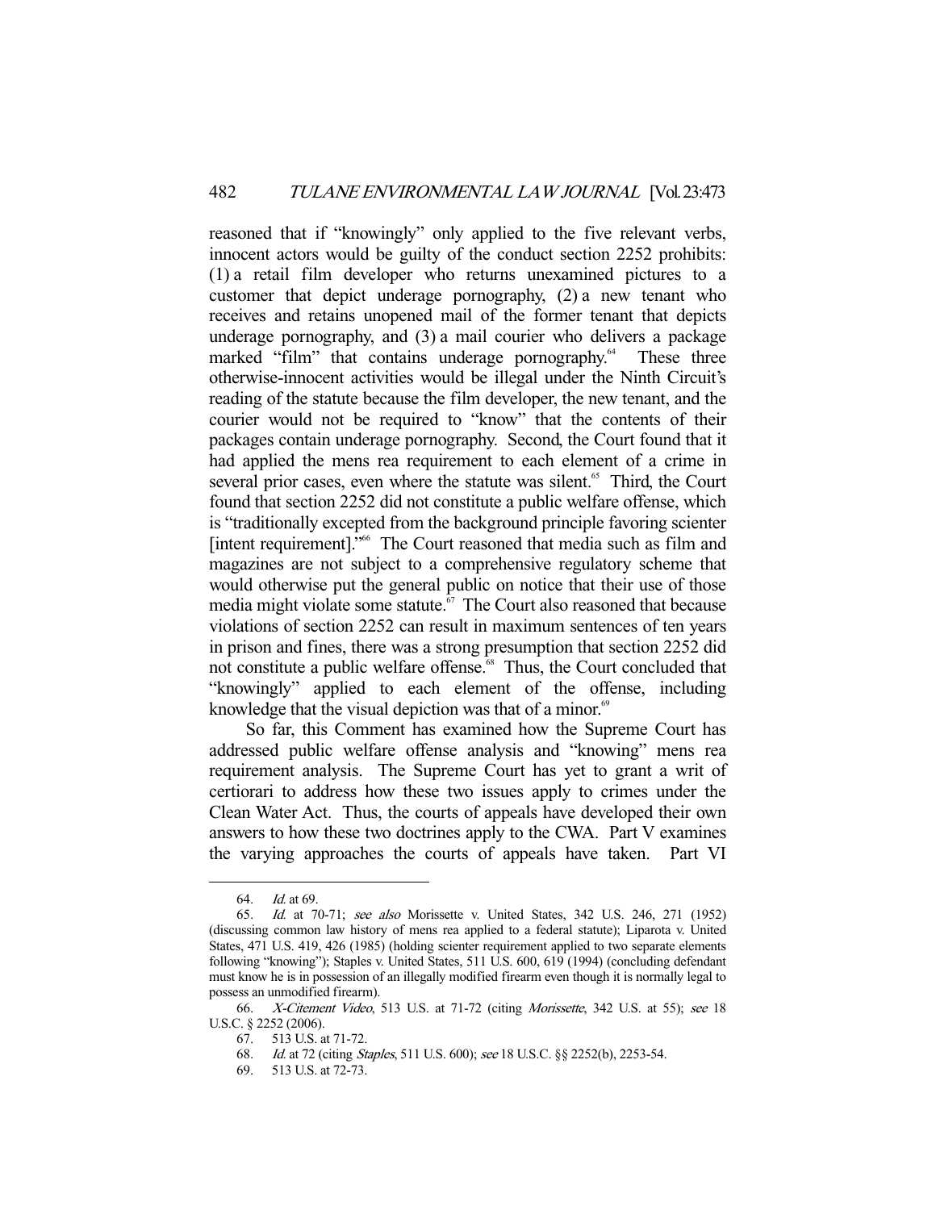reasoned that if "knowingly" only applied to the five relevant verbs, innocent actors would be guilty of the conduct section 2252 prohibits: (1) a retail film developer who returns unexamined pictures to a customer that depict underage pornography, (2) a new tenant who receives and retains unopened mail of the former tenant that depicts underage pornography, and (3) a mail courier who delivers a package marked "film" that contains underage pornography.[64] These three otherwise-innocent activities would be illegal under the Ninth Circuit's reading of the statute because the film developer, the new tenant, and the courier would not be required to "know" that the contents of their packages contain underage pornography. Second, the Court found that it had applied the mens rea requirement to each element of a crime in several prior cases, even where the statute was silent.[65] Third, the Court found that section 2252 did not constitute a public welfare offense, which is "traditionally excepted from the background principle favoring scienter [intent requirement]."[66] The Court reasoned that media such as film and magazines are not subject to a comprehensive regulatory scheme that would otherwise put the general public on notice that their use of those media might violate some statute.[67] The Court also reasoned that because violations of section 2252 can result in maximum sentences of ten years in prison and fines, there was a strong presumption that section 2252 did not constitute a public welfare offense.[68] Thus, the Court concluded that "knowingly" applied to each element of the offense, including knowledge that the visual depiction was that of a minor.[69]

So far, this Comment has examined how the Supreme Court has addressed public welfare offense analysis and "knowing" mens rea requirement analysis. The Supreme Court has yet to grant a writ of certiorari to address how these two issues apply to crimes under the Clean Water Act. Thus, the courts of appeals have developed their own answers to how these two doctrines apply to the CWA. Part V examines the varying approaches the courts of appeals have taken. Part VI

---

64. *Id.* at 69.

65. *Id.* at 70-71; *see also* Morissette v. United States, 342 U.S. 246, 271 (1952) (discussing common law history of mens rea applied to a federal statute); Liparota v. United States, 471 U.S. 419, 426 (1985) (holding scienter requirement applied to two separate elements following "knowing"); Staples v. United States, 511 U.S. 600, 619 (1994) (concluding defendant must know he is in possession of an illegally modified firearm even though it is normally legal to possess an unmodified firearm).

66. *X-Citement Video*, 513 U.S. at 71-72 (citing *Morissette*, 342 U.S. at 55); *see* 18 U.S.C. § 2252 (2006).

67. 513 U.S. at 71-72.

68. *Id.* at 72 (citing *Staples*, 511 U.S. 600); *see* 18 U.S.C. §§ 2252(b), 2253-54.

69. 513 U.S. at 72-73.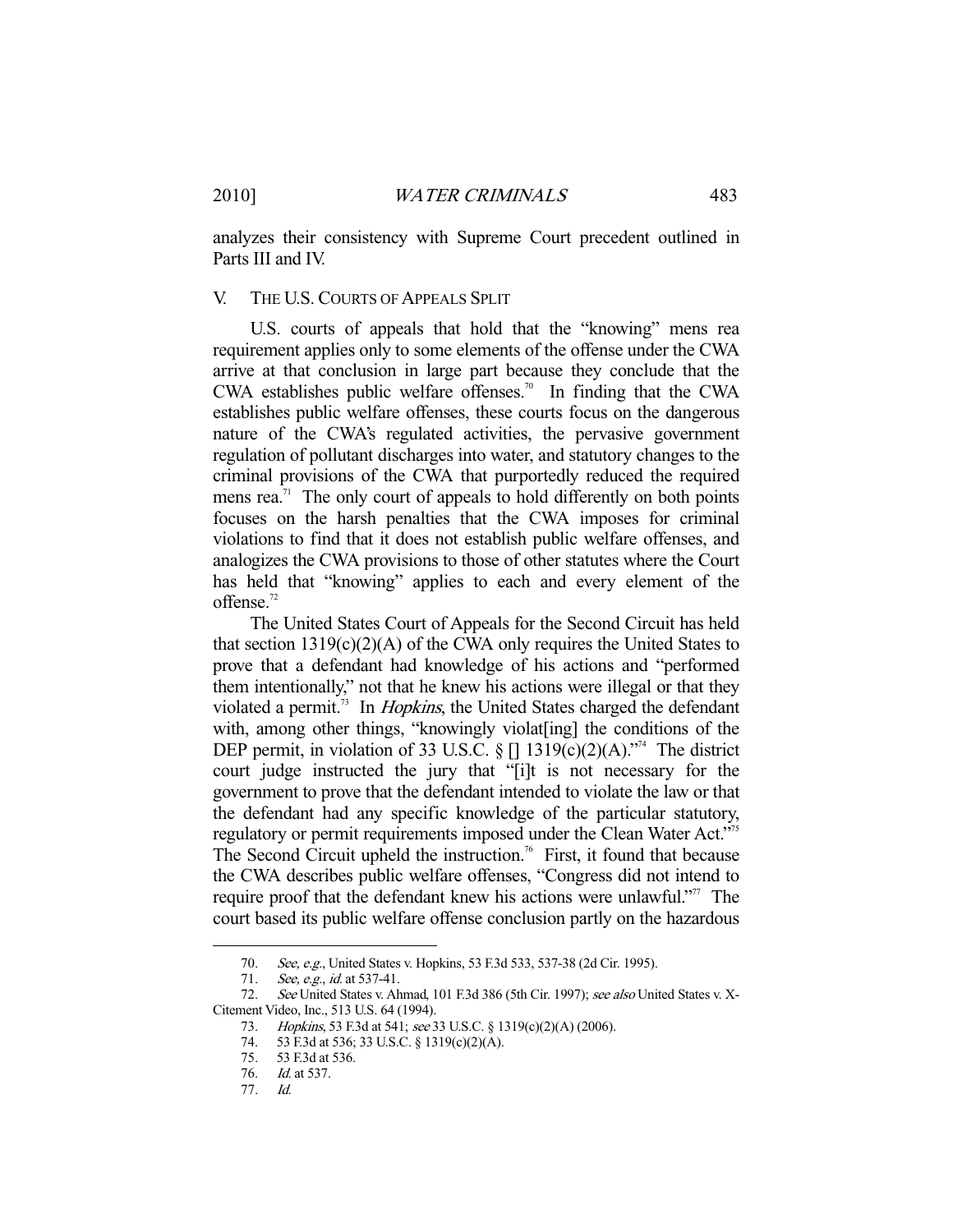analyzes their consistency with Supreme Court precedent outlined in Parts III and IV.

## V. THE U.S. COURTS OF APPEALS SPLIT

U.S. courts of appeals that hold that the "knowing" mens rea requirement applies only to some elements of the offense under the CWA arrive at that conclusion in large part because they conclude that the CWA establishes public welfare offenses.[70] In finding that the CWA establishes public welfare offenses, these courts focus on the dangerous nature of the CWA's regulated activities, the pervasive government regulation of pollutant discharges into water, and statutory changes to the criminal provisions of the CWA that purportedly reduced the required mens rea.[71] The only court of appeals to hold differently on both points focuses on the harsh penalties that the CWA imposes for criminal violations to find that it does not establish public welfare offenses, and analogizes the CWA provisions to those of other statutes where the Court has held that "knowing" applies to each and every element of the offense.[72]

The United States Court of Appeals for the Second Circuit has held that section 1319(c)(2)(A) of the CWA only requires the United States to prove that a defendant had knowledge of his actions and "performed them intentionally," not that he knew his actions were illegal or that they violated a permit.[73] In *Hopkins*, the United States charged the defendant with, among other things, "knowingly violat[ing] the conditions of the DEP permit, in violation of 33 U.S.C. § [] 1319(c)(2)(A)."[74] The district court judge instructed the jury that "[i]t is not necessary for the government to prove that the defendant intended to violate the law or that the defendant had any specific knowledge of the particular statutory, regulatory or permit requirements imposed under the Clean Water Act."[75] The Second Circuit upheld the instruction.[76] First, it found that because the CWA describes public welfare offenses, "Congress did not intend to require proof that the defendant knew his actions were unlawful."[77] The court based its public welfare offense conclusion partly on the hazardous

---

70. *See, e.g.*, United States v. Hopkins, 53 F.3d 533, 537-38 (2d Cir. 1995).

71. *See, e.g.*, *id.* at 537-41.

72. *See* United States v. Ahmad, 101 F.3d 386 (5th Cir. 1997); *see also* United States v. X-Citement Video, Inc., 513 U.S. 64 (1994).

73. *Hopkins*, 53 F.3d at 541; *see* 33 U.S.C. § 1319(c)(2)(A) (2006).

74. 53 F.3d at 536; 33 U.S.C. § 1319(c)(2)(A).

75. 53 F.3d at 536.

76. *Id.* at 537.

77. *Id.*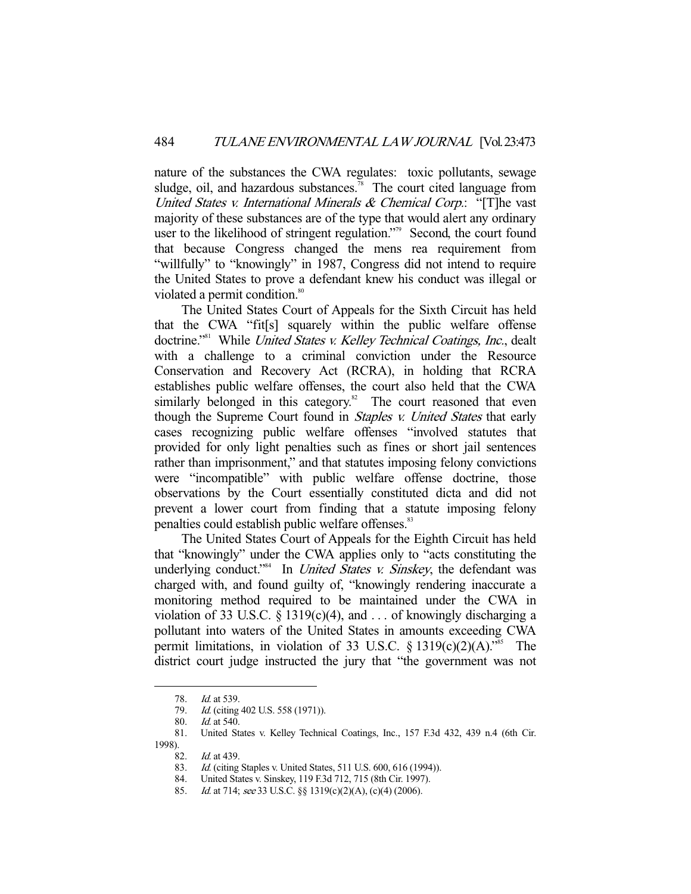nature of the substances the CWA regulates: toxic pollutants, sewage sludge, oil, and hazardous substances.[78] The court cited language from *United States v. International Minerals & Chemical Corp.*: "[T]he vast majority of these substances are of the type that would alert any ordinary user to the likelihood of stringent regulation."[79] Second, the court found that because Congress changed the mens rea requirement from "willfully" to "knowingly" in 1987, Congress did not intend to require the United States to prove a defendant knew his conduct was illegal or violated a permit condition.[80]

The United States Court of Appeals for the Sixth Circuit has held that the CWA "fit[s] squarely within the public welfare offense doctrine."[81] While *United States v. Kelley Technical Coatings, Inc.*, dealt with a challenge to a criminal conviction under the Resource Conservation and Recovery Act (RCRA), in holding that RCRA establishes public welfare offenses, the court also held that the CWA similarly belonged in this category.[82] The court reasoned that even though the Supreme Court found in *Staples v. United States* that early cases recognizing public welfare offenses "involved statutes that provided for only light penalties such as fines or short jail sentences rather than imprisonment," and that statutes imposing felony convictions were "incompatible" with public welfare offense doctrine, those observations by the Court essentially constituted dicta and did not prevent a lower court from finding that a statute imposing felony penalties could establish public welfare offenses.[83]

The United States Court of Appeals for the Eighth Circuit has held that "knowingly" under the CWA applies only to "acts constituting the underlying conduct."[84] In *United States v. Sinskey*, the defendant was charged with, and found guilty of, "knowingly rendering inaccurate a monitoring method required to be maintained under the CWA in violation of 33 U.S.C. § 1319(c)(4), and . . . of knowingly discharging a pollutant into waters of the United States in amounts exceeding CWA permit limitations, in violation of 33 U.S.C. § 1319(c)(2)(A)."[85] The district court judge instructed the jury that "the government was not

---

78. *Id.* at 539.

79. *Id.* (citing 402 U.S. 558 (1971)).

80. *Id.* at 540.

81. United States v. Kelley Technical Coatings, Inc., 157 F.3d 432, 439 n.4 (6th Cir. 1998).

82. *Id.* at 439.

83. *Id.* (citing Staples v. United States, 511 U.S. 600, 616 (1994)).

84. United States v. Sinskey, 119 F.3d 712, 715 (8th Cir. 1997).

85. *Id.* at 714; *see* 33 U.S.C. §§ 1319(c)(2)(A), (c)(4) (2006).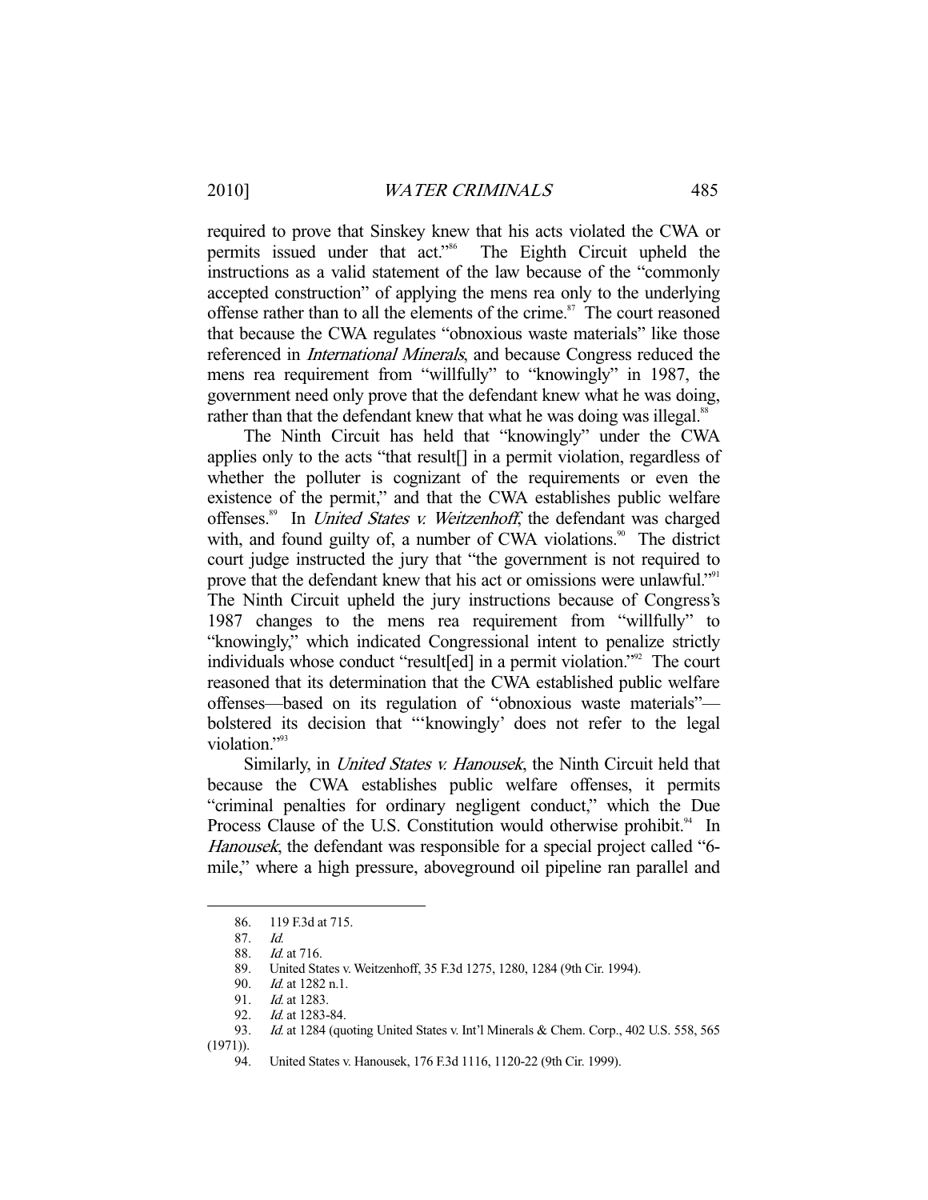required to prove that Sinskey knew that his acts violated the CWA or permits issued under that act."[86] The Eighth Circuit upheld the instructions as a valid statement of the law because of the "commonly accepted construction" of applying the mens rea only to the underlying offense rather than to all the elements of the crime.[87] The court reasoned that because the CWA regulates "obnoxious waste materials" like those referenced in *International Minerals*, and because Congress reduced the mens rea requirement from "willfully" to "knowingly" in 1987, the government need only prove that the defendant knew what he was doing, rather than that the defendant knew that what he was doing was illegal.[88]

The Ninth Circuit has held that "knowingly" under the CWA applies only to the acts "that result[] in a permit violation, regardless of whether the polluter is cognizant of the requirements or even the existence of the permit," and that the CWA establishes public welfare offenses.[89] In *United States v. Weitzenhoff*, the defendant was charged with, and found guilty of, a number of CWA violations.[90] The district court judge instructed the jury that "the government is not required to prove that the defendant knew that his act or omissions were unlawful."[91] The Ninth Circuit upheld the jury instructions because of Congress's 1987 changes to the mens rea requirement from "willfully" to "knowingly," which indicated Congressional intent to penalize strictly individuals whose conduct "result[ed] in a permit violation."[92] The court reasoned that its determination that the CWA established public welfare offenses—based on its regulation of "obnoxious waste materials"—bolstered its decision that "'knowingly' does not refer to the legal violation."[93]

Similarly, in *United States v. Hanousek*, the Ninth Circuit held that because the CWA establishes public welfare offenses, it permits "criminal penalties for ordinary negligent conduct," which the Due Process Clause of the U.S. Constitution would otherwise prohibit.[94] In *Hanousek*, the defendant was responsible for a special project called "6-mile," where a high pressure, aboveground oil pipeline ran parallel and

---

86. 119 F.3d at 715.

87. *Id.*

88. *Id.* at 716.

89. United States v. Weitzenhoff, 35 F.3d 1275, 1280, 1284 (9th Cir. 1994).

90. *Id.* at 1282 n.1.

91. *Id.* at 1283.

92. *Id.* at 1283-84.

93. *Id.* at 1284 (quoting United States v. Int'l Minerals & Chem. Corp., 402 U.S. 558, 565 (1971)).

94. United States v. Hanousek, 176 F.3d 1116, 1120-22 (9th Cir. 1999).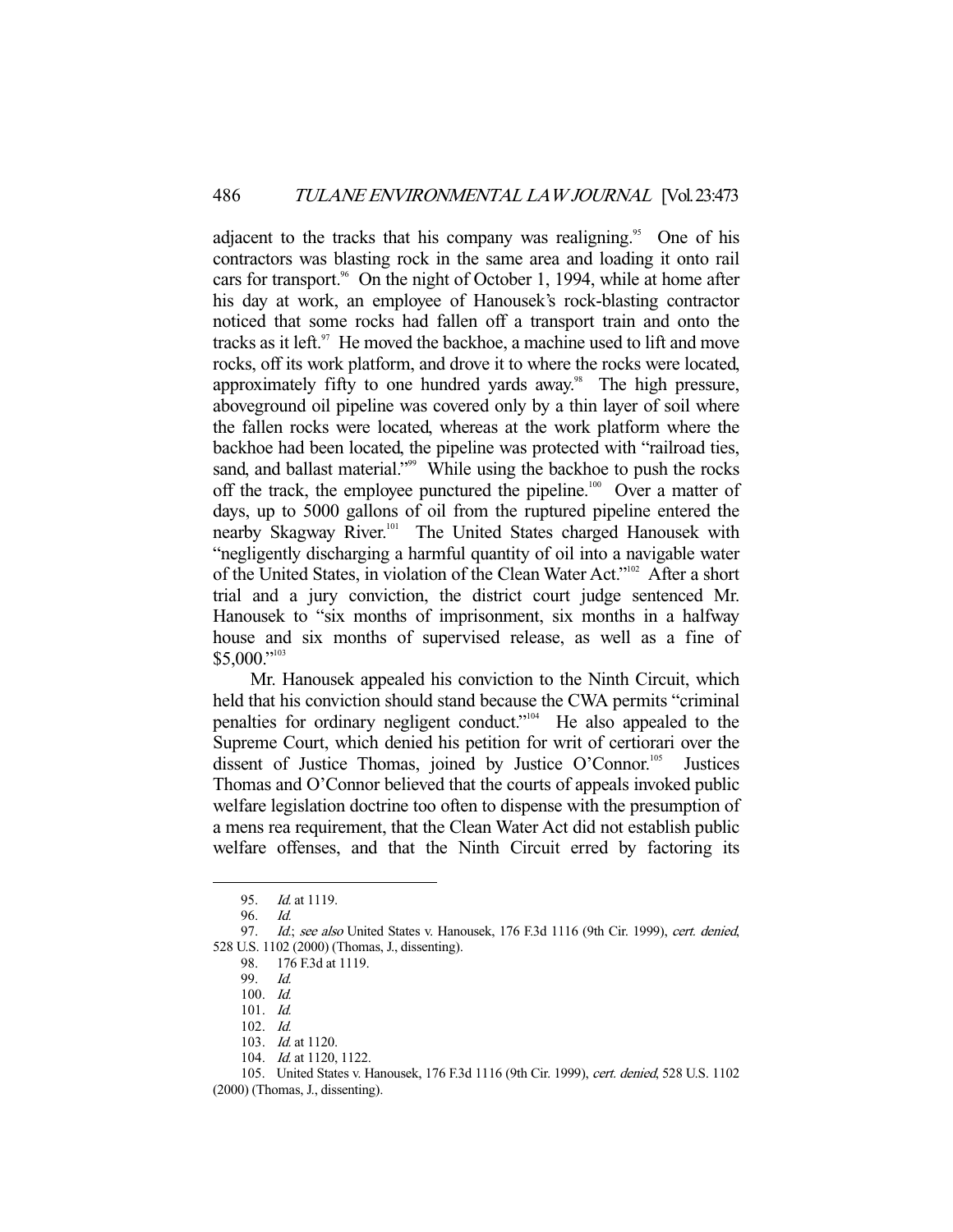adjacent to the tracks that his company was realigning.[95] One of his contractors was blasting rock in the same area and loading it onto rail cars for transport.[96] On the night of October 1, 1994, while at home after his day at work, an employee of Hanousek's rock-blasting contractor noticed that some rocks had fallen off a transport train and onto the tracks as it left.[97] He moved the backhoe, a machine used to lift and move rocks, off its work platform, and drove it to where the rocks were located, approximately fifty to one hundred yards away.[98] The high pressure, aboveground oil pipeline was covered only by a thin layer of soil where the fallen rocks were located, whereas at the work platform where the backhoe had been located, the pipeline was protected with "railroad ties, sand, and ballast material."[99] While using the backhoe to push the rocks off the track, the employee punctured the pipeline.[100] Over a matter of days, up to 5000 gallons of oil from the ruptured pipeline entered the nearby Skagway River.[101] The United States charged Hanousek with "negligently discharging a harmful quantity of oil into a navigable water of the United States, in violation of the Clean Water Act."[102] After a short trial and a jury conviction, the district court judge sentenced Mr. Hanousek to "six months of imprisonment, six months in a halfway house and six months of supervised release, as well as a fine of \$5,000."[103]

Mr. Hanousek appealed his conviction to the Ninth Circuit, which held that his conviction should stand because the CWA permits "criminal penalties for ordinary negligent conduct."[104] He also appealed to the Supreme Court, which denied his petition for writ of certiorari over the dissent of Justice Thomas, joined by Justice O'Connor.[105] Justices Thomas and O'Connor believed that the courts of appeals invoked public welfare legislation doctrine too often to dispense with the presumption of a mens rea requirement, that the Clean Water Act did not establish public welfare offenses, and that the Ninth Circuit erred by factoring its

---

95. *Id.* at 1119.

96. *Id.*

97. *Id.*; *see also* United States v. Hanousek, 176 F.3d 1116 (9th Cir. 1999), *cert. denied*, 528 U.S. 1102 (2000) (Thomas, J., dissenting).

98. 176 F.3d at 1119.

99. *Id.*

100. *Id.*

101. *Id.*

102. *Id.*

103. *Id.* at 1120.

104. *Id.* at 1120, 1122.

105. United States v. Hanousek, 176 F.3d 1116 (9th Cir. 1999), *cert. denied*, 528 U.S. 1102 (2000) (Thomas, J., dissenting).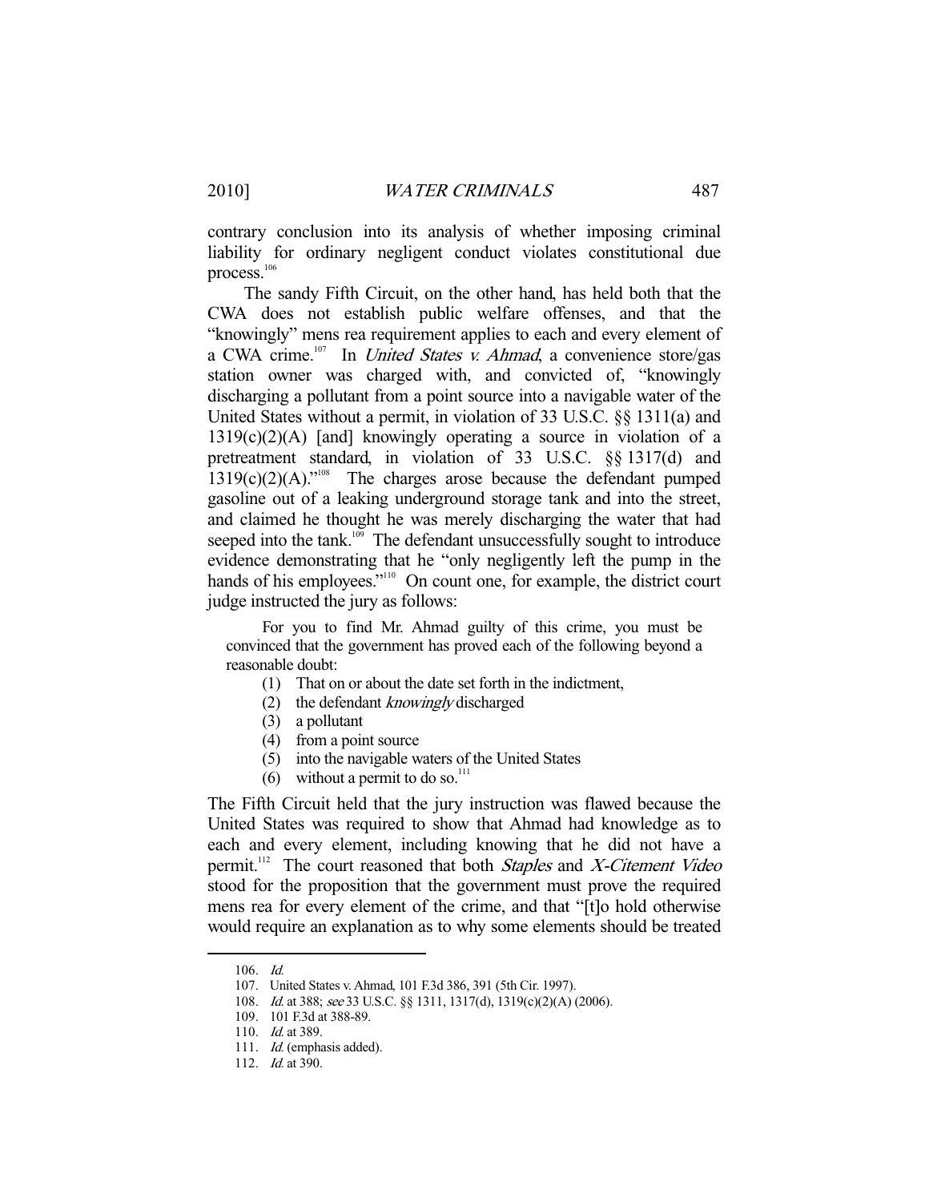contrary conclusion into its analysis of whether imposing criminal liability for ordinary negligent conduct violates constitutional due process.[106]

The sandy Fifth Circuit, on the other hand, has held both that the CWA does not establish public welfare offenses, and that the "knowingly" mens rea requirement applies to each and every element of a CWA crime.[107] In *United States v. Ahmad*, a convenience store/gas station owner was charged with, and convicted of, "knowingly discharging a pollutant from a point source into a navigable water of the United States without a permit, in violation of 33 U.S.C. §§ 1311(a) and 1319(c)(2)(A) [and] knowingly operating a source in violation of a pretreatment standard, in violation of 33 U.S.C. §§ 1317(d) and 1319(c)(2)(A)."[108] The charges arose because the defendant pumped gasoline out of a leaking underground storage tank and into the street, and claimed he thought he was merely discharging the water that had seeped into the tank.[109] The defendant unsuccessfully sought to introduce evidence demonstrating that he "only negligently left the pump in the hands of his employees."[110] On count one, for example, the district court judge instructed the jury as follows:

> For you to find Mr. Ahmad guilty of this crime, you must be convinced that the government has proved each of the following beyond a reasonable doubt:
>
> (1) That on or about the date set forth in the indictment,
> (2) the defendant *knowingly* discharged
> (3) a pollutant
> (4) from a point source
> (5) into the navigable waters of the United States
> (6) without a permit to do so.[111]

The Fifth Circuit held that the jury instruction was flawed because the United States was required to show that Ahmad had knowledge as to each and every element, including knowing that he did not have a permit.[112] The court reasoned that both *Staples* and *X-Citement Video* stood for the proposition that the government must prove the required mens rea for every element of the crime, and that "[t]o hold otherwise would require an explanation as to why some elements should be treated

---

106. *Id.*

107. United States v. Ahmad, 101 F.3d 386, 391 (5th Cir. 1997).

108. *Id.* at 388; *see* 33 U.S.C. §§ 1311, 1317(d), 1319(c)(2)(A) (2006).

109. 101 F.3d at 388-89.

110. *Id.* at 389.

111. *Id.* (emphasis added).

112. *Id.* at 390.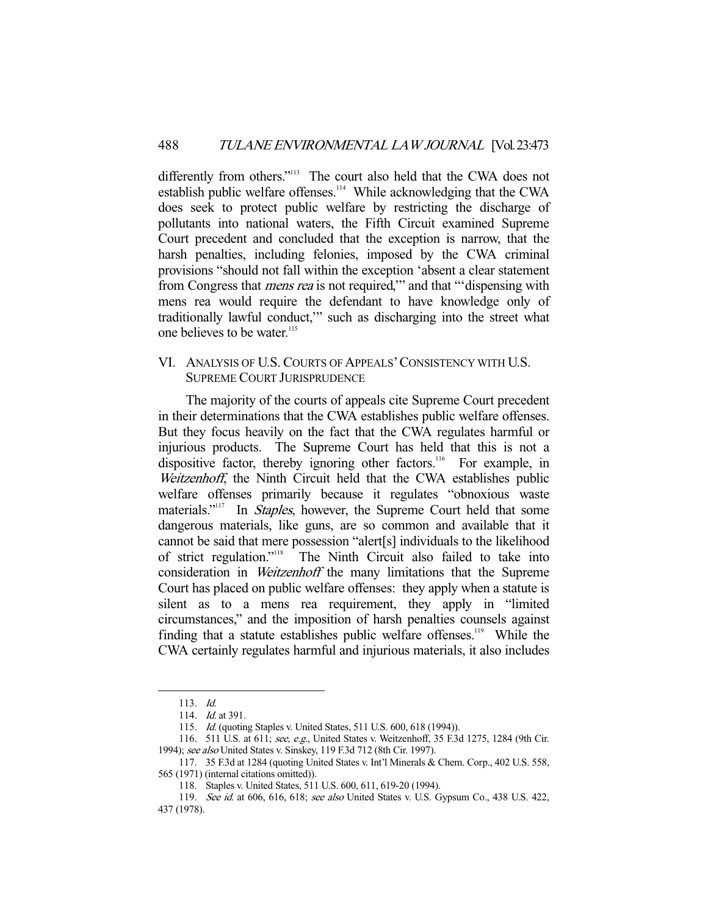differently from others."[113] The court also held that the CWA does not establish public welfare offenses.[114] While acknowledging that the CWA does seek to protect public welfare by restricting the discharge of pollutants into national waters, the Fifth Circuit examined Supreme Court precedent and concluded that the exception is narrow, that the harsh penalties, including felonies, imposed by the CWA criminal provisions "should not fall within the exception 'absent a clear statement from Congress that *mens rea* is not required,'" and that "'dispensing with mens rea would require the defendant to have knowledge only of traditionally lawful conduct,'" such as discharging into the street what one believes to be water.[115]

## VI. Analysis of U.S. Courts of Appeals' Consistency with U.S. Supreme Court Jurisprudence

The majority of the courts of appeals cite Supreme Court precedent in their determinations that the CWA establishes public welfare offenses. But they focus heavily on the fact that the CWA regulates harmful or injurious products. The Supreme Court has held that this is not a dispositive factor, thereby ignoring other factors.[116] For example, in *Weitzenhoff*, the Ninth Circuit held that the CWA establishes public welfare offenses primarily because it regulates "obnoxious waste materials."[117] In *Staples*, however, the Supreme Court held that some dangerous materials, like guns, are so common and available that it cannot be said that mere possession "alert[s] individuals to the likelihood of strict regulation."[118] The Ninth Circuit also failed to take into consideration in *Weitzenhoff* the many limitations that the Supreme Court has placed on public welfare offenses: they apply when a statute is silent as to a mens rea requirement, they apply in "limited circumstances," and the imposition of harsh penalties counsels against finding that a statute establishes public welfare offenses.[119] While the CWA certainly regulates harmful and injurious materials, it also includes

---

113. *Id.*

114. *Id.* at 391.

115. *Id.* (quoting Staples v. United States, 511 U.S. 600, 618 (1994)).

116. 511 U.S. at 611; *see, e.g.*, United States v. Weitzenhoff, 35 F.3d 1275, 1284 (9th Cir. 1994); *see also* United States v. Sinskey, 119 F.3d 712 (8th Cir. 1997).

117. 35 F.3d at 1284 (quoting United States v. Int'l Minerals & Chem. Corp., 402 U.S. 558, 565 (1971) (internal citations omitted)).

118. Staples v. United States, 511 U.S. 600, 611, 619-20 (1994).

119. *See id.* at 606, 616, 618; *see also* United States v. U.S. Gypsum Co., 438 U.S. 422, 437 (1978).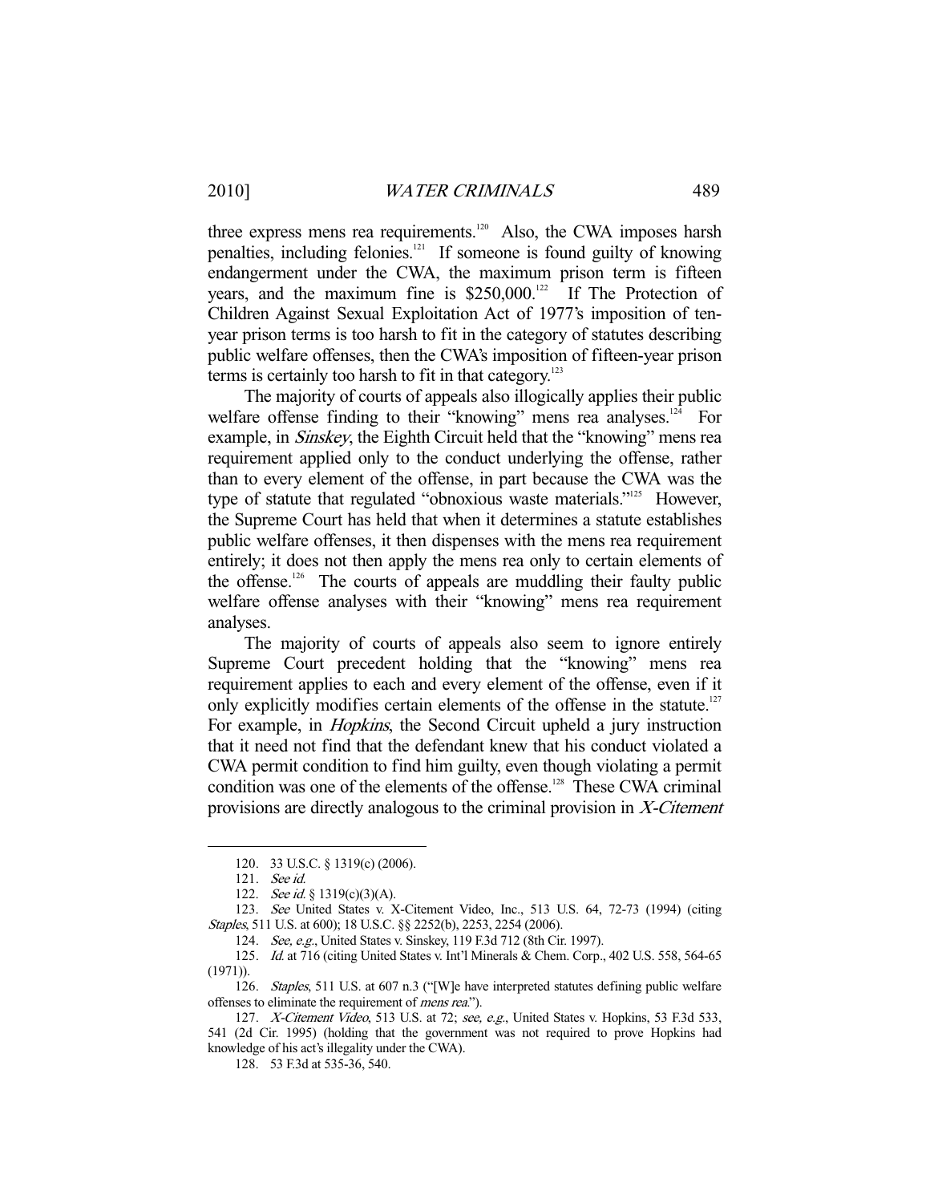three express mens rea requirements.[120] Also, the CWA imposes harsh penalties, including felonies.[121] If someone is found guilty of knowing endangerment under the CWA, the maximum prison term is fifteen years, and the maximum fine is $250,000.[122] If The Protection of Children Against Sexual Exploitation Act of 1977's imposition of ten-year prison terms is too harsh to fit in the category of statutes describing public welfare offenses, then the CWA's imposition of fifteen-year prison terms is certainly too harsh to fit in that category.[123]

The majority of courts of appeals also illogically applies their public welfare offense finding to their "knowing" mens rea analyses.[124] For example, in *Sinskey*, the Eighth Circuit held that the "knowing" mens rea requirement applied only to the conduct underlying the offense, rather than to every element of the offense, in part because the CWA was the type of statute that regulated "obnoxious waste materials."[125] However, the Supreme Court has held that when it determines a statute establishes public welfare offenses, it then dispenses with the mens rea requirement entirely; it does not then apply the mens rea only to certain elements of the offense.[126] The courts of appeals are muddling their faulty public welfare offense analyses with their "knowing" mens rea requirement analyses.

The majority of courts of appeals also seem to ignore entirely Supreme Court precedent holding that the "knowing" mens rea requirement applies to each and every element of the offense, even if it only explicitly modifies certain elements of the offense in the statute.[127] For example, in *Hopkins*, the Second Circuit upheld a jury instruction that it need not find that the defendant knew that his conduct violated a CWA permit condition to find him guilty, even though violating a permit condition was one of the elements of the offense.[128] These CWA criminal provisions are directly analogous to the criminal provision in *X-Citement*

---

120. 33 U.S.C. § 1319(c) (2006).

121. *See id.*

122. *See id.* § 1319(c)(3)(A).

123. *See* United States v. X-Citement Video, Inc., 513 U.S. 64, 72-73 (1994) (citing *Staples*, 511 U.S. at 600); 18 U.S.C. §§ 2252(b), 2253, 2254 (2006).

124. *See, e.g.*, United States v. Sinskey, 119 F.3d 712 (8th Cir. 1997).

125. *Id.* at 716 (citing United States v. Int'l Minerals & Chem. Corp., 402 U.S. 558, 564-65 (1971)).

126. *Staples*, 511 U.S. at 607 n.3 ("[W]e have interpreted statutes defining public welfare offenses to eliminate the requirement of *mens rea*.").

127. *X-Citement Video*, 513 U.S. at 72; *see, e.g.*, United States v. Hopkins, 53 F.3d 533, 541 (2d Cir. 1995) (holding that the government was not required to prove Hopkins had knowledge of his act's illegality under the CWA).

128. 53 F.3d at 535-36, 540.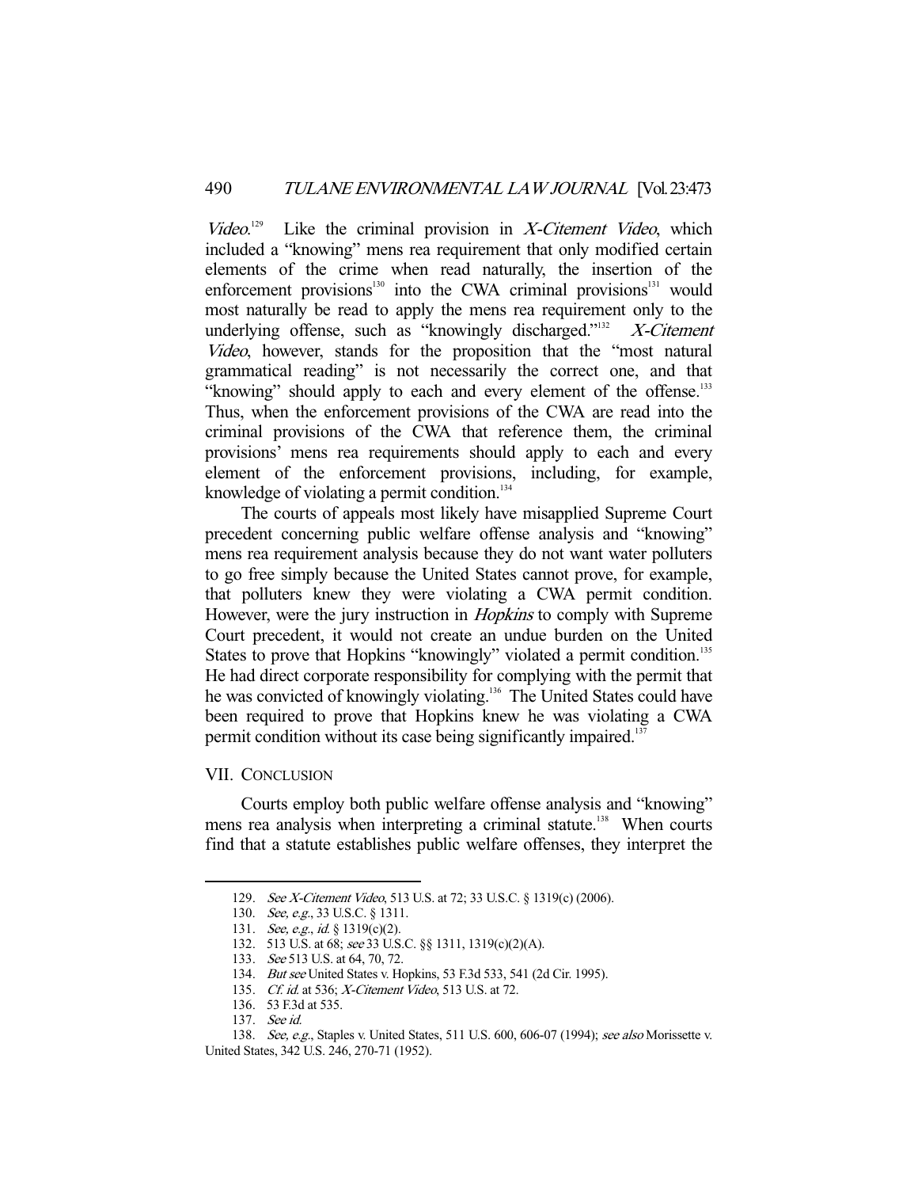*Video*.[129] Like the criminal provision in *X-Citement Video*, which included a "knowing" mens rea requirement that only modified certain elements of the crime when read naturally, the insertion of the enforcement provisions[130] into the CWA criminal provisions[131] would most naturally be read to apply the mens rea requirement only to the underlying offense, such as "knowingly discharged."[132] *X-Citement Video*, however, stands for the proposition that the "most natural grammatical reading" is not necessarily the correct one, and that "knowing" should apply to each and every element of the offense.[133] Thus, when the enforcement provisions of the CWA are read into the criminal provisions of the CWA that reference them, the criminal provisions' mens rea requirements should apply to each and every element of the enforcement provisions, including, for example, knowledge of violating a permit condition.[134]

The courts of appeals most likely have misapplied Supreme Court precedent concerning public welfare offense analysis and "knowing" mens rea requirement analysis because they do not want water polluters to go free simply because the United States cannot prove, for example, that polluters knew they were violating a CWA permit condition. However, were the jury instruction in *Hopkins* to comply with Supreme Court precedent, it would not create an undue burden on the United States to prove that Hopkins "knowingly" violated a permit condition.[135] He had direct corporate responsibility for complying with the permit that he was convicted of knowingly violating.[136] The United States could have been required to prove that Hopkins knew he was violating a CWA permit condition without its case being significantly impaired.[137]

## VII. Conclusion

Courts employ both public welfare offense analysis and "knowing" mens rea analysis when interpreting a criminal statute.[138] When courts find that a statute establishes public welfare offenses, they interpret the

---

129. *See X-Citement Video*, 513 U.S. at 72; 33 U.S.C. § 1319(c) (2006).

130. *See, e.g.*, 33 U.S.C. § 1311.

131. *See, e.g.*, *id.* § 1319(c)(2).

132. 513 U.S. at 68; *see* 33 U.S.C. §§ 1311, 1319(c)(2)(A).

133. *See* 513 U.S. at 64, 70, 72.

134. *But see* United States v. Hopkins, 53 F.3d 533, 541 (2d Cir. 1995).

135. *Cf. id.* at 536; *X-Citement Video*, 513 U.S. at 72.

136. 53 F.3d at 535.

137. *See id.*

138. *See, e.g.*, Staples v. United States, 511 U.S. 600, 606-07 (1994); *see also* Morissette v. United States, 342 U.S. 246, 270-71 (1952).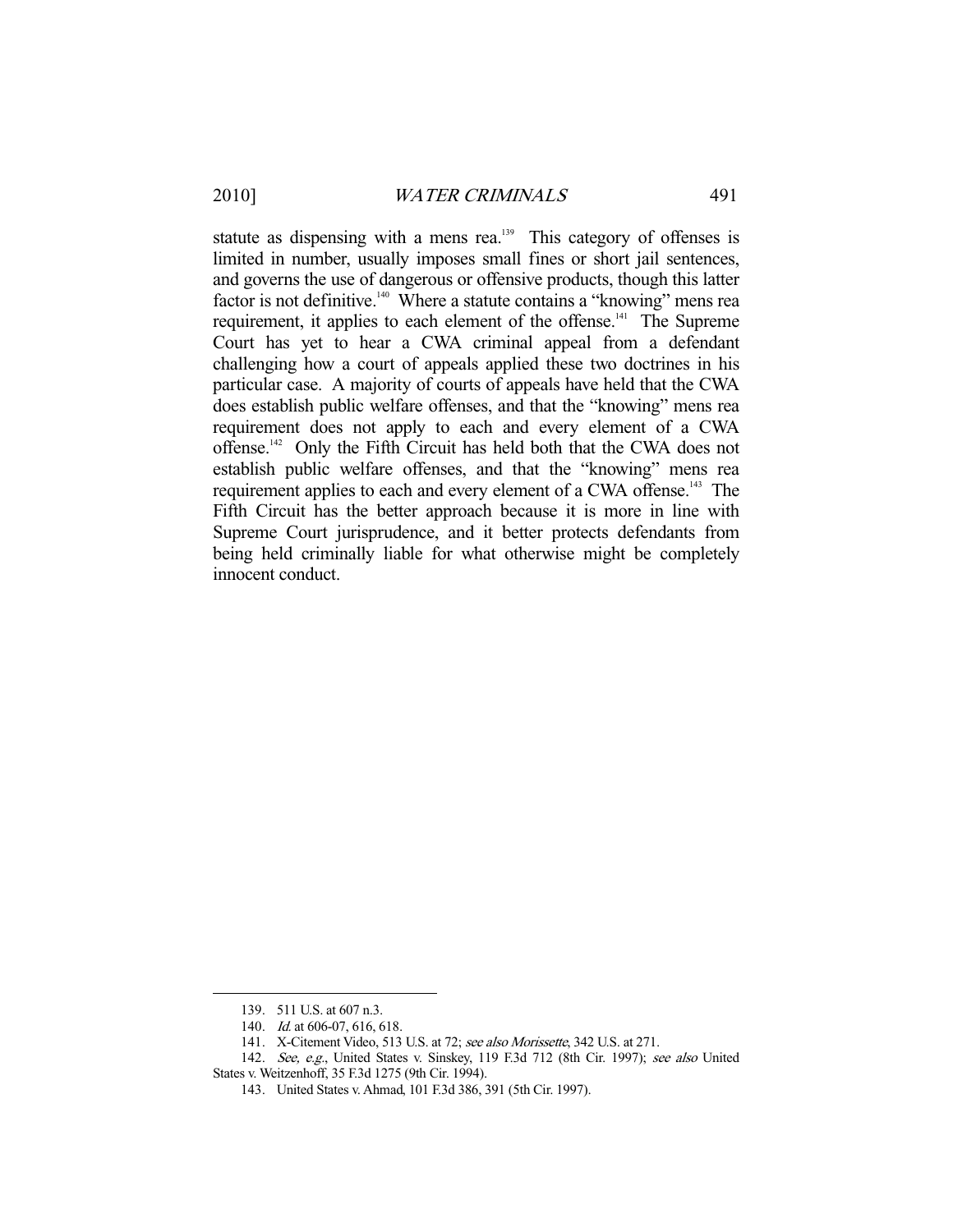statute as dispensing with a mens rea.[139] This category of offenses is limited in number, usually imposes small fines or short jail sentences, and governs the use of dangerous or offensive products, though this latter factor is not definitive.[140] Where a statute contains a "knowing" mens rea requirement, it applies to each element of the offense.[141] The Supreme Court has yet to hear a CWA criminal appeal from a defendant challenging how a court of appeals applied these two doctrines in his particular case. A majority of courts of appeals have held that the CWA does establish public welfare offenses, and that the "knowing" mens rea requirement does not apply to each and every element of a CWA offense.[142] Only the Fifth Circuit has held both that the CWA does not establish public welfare offenses, and that the "knowing" mens rea requirement applies to each and every element of a CWA offense.[143] The Fifth Circuit has the better approach because it is more in line with Supreme Court jurisprudence, and it better protects defendants from being held criminally liable for what otherwise might be completely innocent conduct.

---

139. 511 U.S. at 607 n.3.

140. *Id.* at 606-07, 616, 618.

141. X-Citement Video, 513 U.S. at 72; *see also Morissette*, 342 U.S. at 271.

142. *See, e.g.*, United States v. Sinskey, 119 F.3d 712 (8th Cir. 1997); *see also* United States v. Weitzenhoff, 35 F.3d 1275 (9th Cir. 1994).

143. United States v. Ahmad, 101 F.3d 386, 391 (5th Cir. 1997).